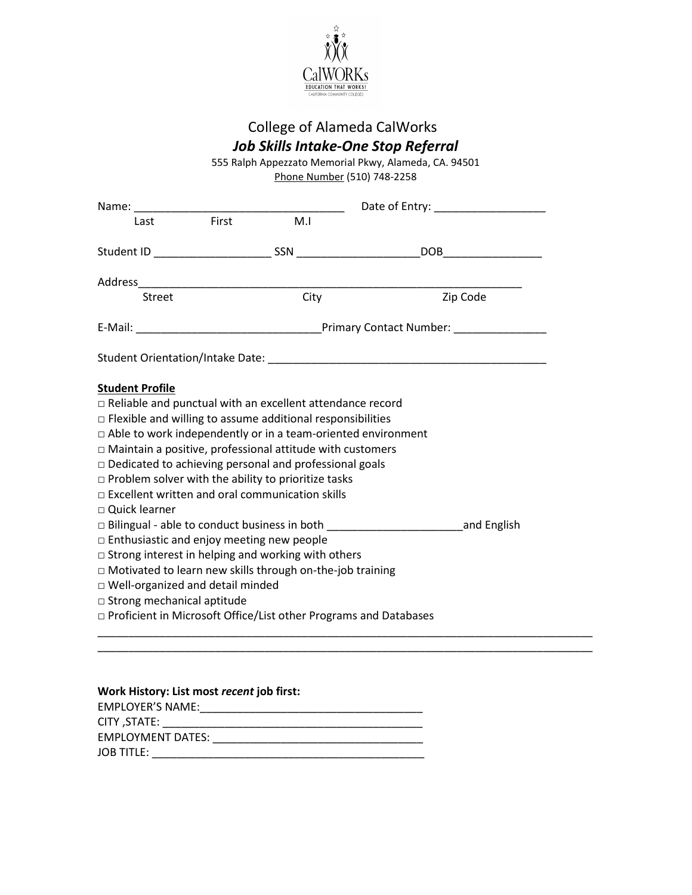CalWORKs
EDUCATION THAT WORKS!
CALIFORNIA COMMUNITY COLLEGES

# College of Alameda CalWorks

## ***Job Skills Intake-One Stop Referral***

555 Ralph Appezzato Memorial Pkwy, Alameda, CA. 94501

Phone Number (510) 748-2258

Name: __________________________________ Date of Entry: __________________

Last First M.I

Student ID ___________________ SSN ____________________DOB________________

Address______________________________________________________________

Street City Zip Code

E-Mail: _____________________________Primary Contact Number: _______________

Student Orientation/Intake Date: ______________________________________________

**Student Profile**

□ Reliable and punctual with an excellent attendance record
□ Flexible and willing to assume additional responsibilities
□ Able to work independently or in a team-oriented environment
□ Maintain a positive, professional attitude with customers
□ Dedicated to achieving personal and professional goals
□ Problem solver with the ability to prioritize tasks
□ Excellent written and oral communication skills
□ Quick learner
□ Bilingual - able to conduct business in both ______________________and English
□ Enthusiastic and enjoy meeting new people
□ Strong interest in helping and working with others
□ Motivated to learn new skills through on-the-job training
□ Well-organized and detail minded
□ Strong mechanical aptitude
□ Proficient in Microsoft Office/List other Programs and Databases

________________________________________________________________________________
________________________________________________________________________________

**Work History: List most *recent* job first:**

EMPLOYER'S NAME:____________________________________
CITY ,STATE: __________________________________________
EMPLOYMENT DATES: __________________________________
JOB TITLE: ____________________________________________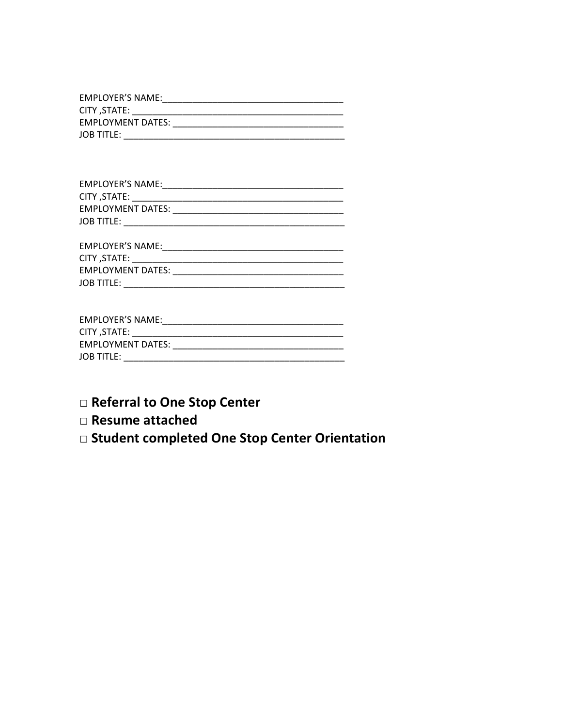EMPLOYER'S NAME:____________________________________
CITY ,STATE: __________________________________________
EMPLOYMENT DATES: __________________________________
JOB TITLE: ____________________________________________

EMPLOYER'S NAME:____________________________________
CITY ,STATE: __________________________________________
EMPLOYMENT DATES: __________________________________
JOB TITLE: ____________________________________________

EMPLOYER'S NAME:____________________________________
CITY ,STATE: __________________________________________
EMPLOYMENT DATES: __________________________________
JOB TITLE: ____________________________________________

EMPLOYER'S NAME:____________________________________
CITY ,STATE: __________________________________________
EMPLOYMENT DATES: __________________________________
JOB TITLE: ____________________________________________

**□ Referral to One Stop Center**

**□ Resume attached**

**□ Student completed One Stop Center Orientation**